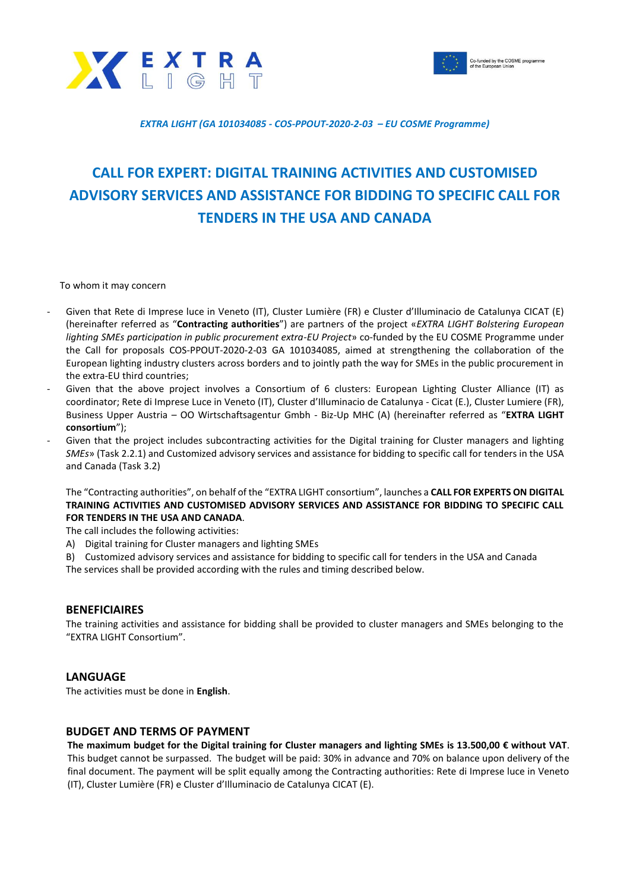*EXTRA LIGHT (GA 101034085 - COS-PPOUT-2020-2-03 – EU COSME Programme)*

# CALL FOR EXPERT: DIGITAL TRAINING ACTIVITIES AND CUSTOMISED ADVISORY SERVICES AND ASSISTANCE FOR BIDDING TO SPECIFIC CALL FOR TENDERS IN THE USA AND CANADA

To whom it may concern

- Given that Rete di Imprese luce in Veneto (IT), Cluster Lumière (FR) e Cluster d'Illuminacio de Catalunya CICAT (E) (hereinafter referred as "**Contracting authorities**") are partners of the project «*EXTRA LIGHT Bolstering European lighting SMEs participation in public procurement extra-EU Project*» co-funded by the EU COSME Programme under the Call for proposals COS-PPOUT-2020-2-03 GA 101034085, aimed at strengthening the collaboration of the European lighting industry clusters across borders and to jointly path the way for SMEs in the public procurement in the extra-EU third countries;
- Given that the above project involves a Consortium of 6 clusters: European Lighting Cluster Alliance (IT) as coordinator; Rete di Imprese Luce in Veneto (IT), Cluster d'Illuminacio de Catalunya - Cicat (E.), Cluster Lumiere (FR), Business Upper Austria – OO Wirtschaftsagentur Gmbh - Biz-Up MHC (A) (hereinafter referred as "**EXTRA LIGHT consortium**");
- Given that the project includes subcontracting activities for the Digital training for Cluster managers and lighting *SMEs*» (Task 2.2.1) and Customized advisory services and assistance for bidding to specific call for tenders in the USA and Canada (Task 3.2)

The "Contracting authorities", on behalf of the "EXTRA LIGHT consortium", launches a **CALL FOR EXPERTS ON DIGITAL TRAINING ACTIVITIES AND CUSTOMISED ADVISORY SERVICES AND ASSISTANCE FOR BIDDING TO SPECIFIC CALL FOR TENDERS IN THE USA AND CANADA**.

The call includes the following activities:

A) Digital training for Cluster managers and lighting SMEs

B) Customized advisory services and assistance for bidding to specific call for tenders in the USA and Canada

The services shall be provided according with the rules and timing described below.

## BENEFICIAIRES

The training activities and assistance for bidding shall be provided to cluster managers and SMEs belonging to the "EXTRA LIGHT Consortium".

## LANGUAGE

The activities must be done in **English**.

## BUDGET AND TERMS OF PAYMENT

**The maximum budget for the Digital training for Cluster managers and lighting SMEs is 13.500,00 € without VAT**. This budget cannot be surpassed. The budget will be paid: 30% in advance and 70% on balance upon delivery of the final document. The payment will be split equally among the Contracting authorities: Rete di Imprese luce in Veneto (IT), Cluster Lumière (FR) e Cluster d'Illuminacio de Catalunya CICAT (E).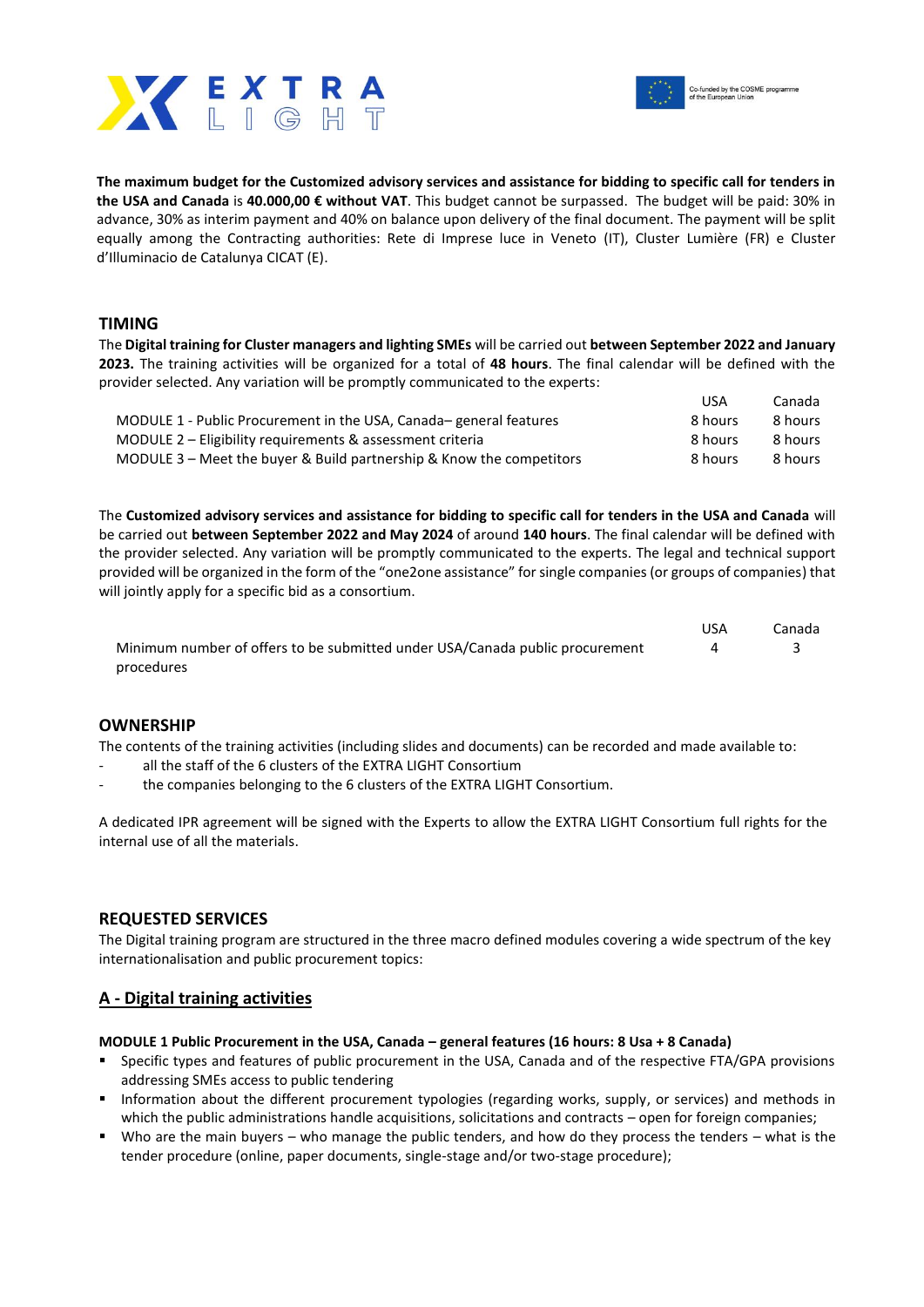**The maximum budget for the Customized advisory services and assistance for bidding to specific call for tenders in the USA and Canada** is **40.000,00 € without VAT**. This budget cannot be surpassed. The budget will be paid: 30% in advance, 30% as interim payment and 40% on balance upon delivery of the final document. The payment will be split equally among the Contracting authorities: Rete di Imprese luce in Veneto (IT), Cluster Lumière (FR) e Cluster d'Illuminacio de Catalunya CICAT (E).

## TIMING

The **Digital training for Cluster managers and lighting SMEs** will be carried out **between September 2022 and January 2023.** The training activities will be organized for a total of **48 hours**. The final calendar will be defined with the provider selected. Any variation will be promptly communicated to the experts:

| | USA | Canada |
|---|---|---|
| MODULE 1 - Public Procurement in the USA, Canada– general features | 8 hours | 8 hours |
| MODULE 2 – Eligibility requirements & assessment criteria | 8 hours | 8 hours |
| MODULE 3 – Meet the buyer & Build partnership & Know the competitors | 8 hours | 8 hours |

The **Customized advisory services and assistance for bidding to specific call for tenders in the USA and Canada** will be carried out **between September 2022 and May 2024** of around **140 hours**. The final calendar will be defined with the provider selected. Any variation will be promptly communicated to the experts. The legal and technical support provided will be organized in the form of the "one2one assistance" for single companies (or groups of companies) that will jointly apply for a specific bid as a consortium.

| | USA | Canada |
|---|---|---|
| Minimum number of offers to be submitted under USA/Canada public procurement procedures | 4 | 3 |

## OWNERSHIP

The contents of the training activities (including slides and documents) can be recorded and made available to:

- all the staff of the 6 clusters of the EXTRA LIGHT Consortium
- the companies belonging to the 6 clusters of the EXTRA LIGHT Consortium.

A dedicated IPR agreement will be signed with the Experts to allow the EXTRA LIGHT Consortium full rights for the internal use of all the materials.

## REQUESTED SERVICES

The Digital training program are structured in the three macro defined modules covering a wide spectrum of the key internationalisation and public procurement topics:

### A - Digital training activities

**MODULE 1 Public Procurement in the USA, Canada – general features (16 hours: 8 Usa + 8 Canada)**

- Specific types and features of public procurement in the USA, Canada and of the respective FTA/GPA provisions addressing SMEs access to public tendering
- Information about the different procurement typologies (regarding works, supply, or services) and methods in which the public administrations handle acquisitions, solicitations and contracts – open for foreign companies;
- Who are the main buyers – who manage the public tenders, and how do they process the tenders – what is the tender procedure (online, paper documents, single-stage and/or two-stage procedure);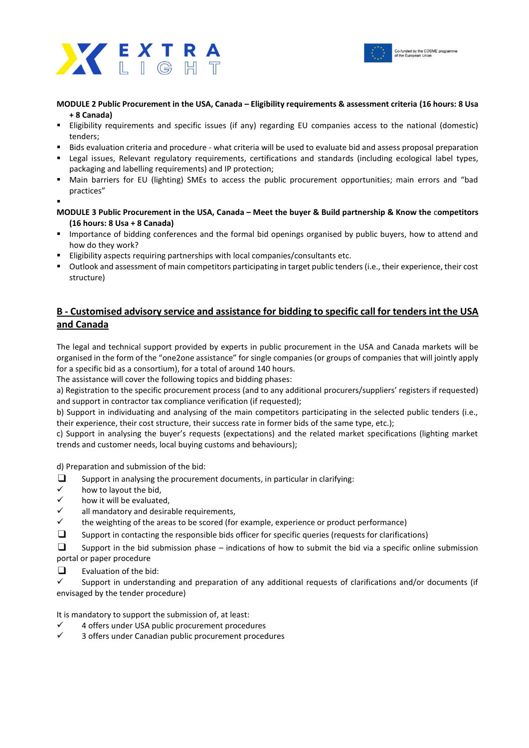**MODULE 2 Public Procurement in the USA, Canada – Eligibility requirements & assessment criteria (16 hours: 8 Usa + 8 Canada)**

- Eligibility requirements and specific issues (if any) regarding EU companies access to the national (domestic) tenders;
- Bids evaluation criteria and procedure - what criteria will be used to evaluate bid and assess proposal preparation
- Legal issues, Relevant regulatory requirements, certifications and standards (including ecological label types, packaging and labelling requirements) and IP protection;
- Main barriers for EU (lighting) SMEs to access the public procurement opportunities; main errors and "bad practices"

**MODULE 3 Public Procurement in the USA, Canada – Meet the buyer & Build partnership & Know the competitors (16 hours: 8 Usa + 8 Canada)**

- Importance of bidding conferences and the formal bid openings organised by public buyers, how to attend and how do they work?
- Eligibility aspects requiring partnerships with local companies/consultants etc.
- Outlook and assessment of main competitors participating in target public tenders (i.e., their experience, their cost structure)

## B - Customised advisory service and assistance for bidding to specific call for tenders int the USA and Canada

The legal and technical support provided by experts in public procurement in the USA and Canada markets will be organised in the form of the "one2one assistance" for single companies (or groups of companies that will jointly apply for a specific bid as a consortium), for a total of around 140 hours.

The assistance will cover the following topics and bidding phases:

a) Registration to the specific procurement process (and to any additional procurers/suppliers' registers if requested) and support in contractor tax compliance verification (if requested);

b) Support in individuating and analysing of the main competitors participating in the selected public tenders (i.e., their experience, their cost structure, their success rate in former bids of the same type, etc.);

c) Support in analysing the buyer's requests (expectations) and the related market specifications (lighting market trends and customer needs, local buying customs and behaviours);

d) Preparation and submission of the bid:

- ❑ Support in analysing the procurement documents, in particular in clarifying:
  - ✓ how to layout the bid,
  - ✓ how it will be evaluated,
  - ✓ all mandatory and desirable requirements,
  - ✓ the weighting of the areas to be scored (for example, experience or product performance)
- ❑ Support in contacting the responsible bids officer for specific queries (requests for clarifications)
- ❑ Support in the bid submission phase – indications of how to submit the bid via a specific online submission portal or paper procedure
- ❑ Evaluation of the bid:
  - ✓ Support in understanding and preparation of any additional requests of clarifications and/or documents (if envisaged by the tender procedure)

It is mandatory to support the submission of, at least:

- ✓ 4 offers under USA public procurement procedures
- ✓ 3 offers under Canadian public procurement procedures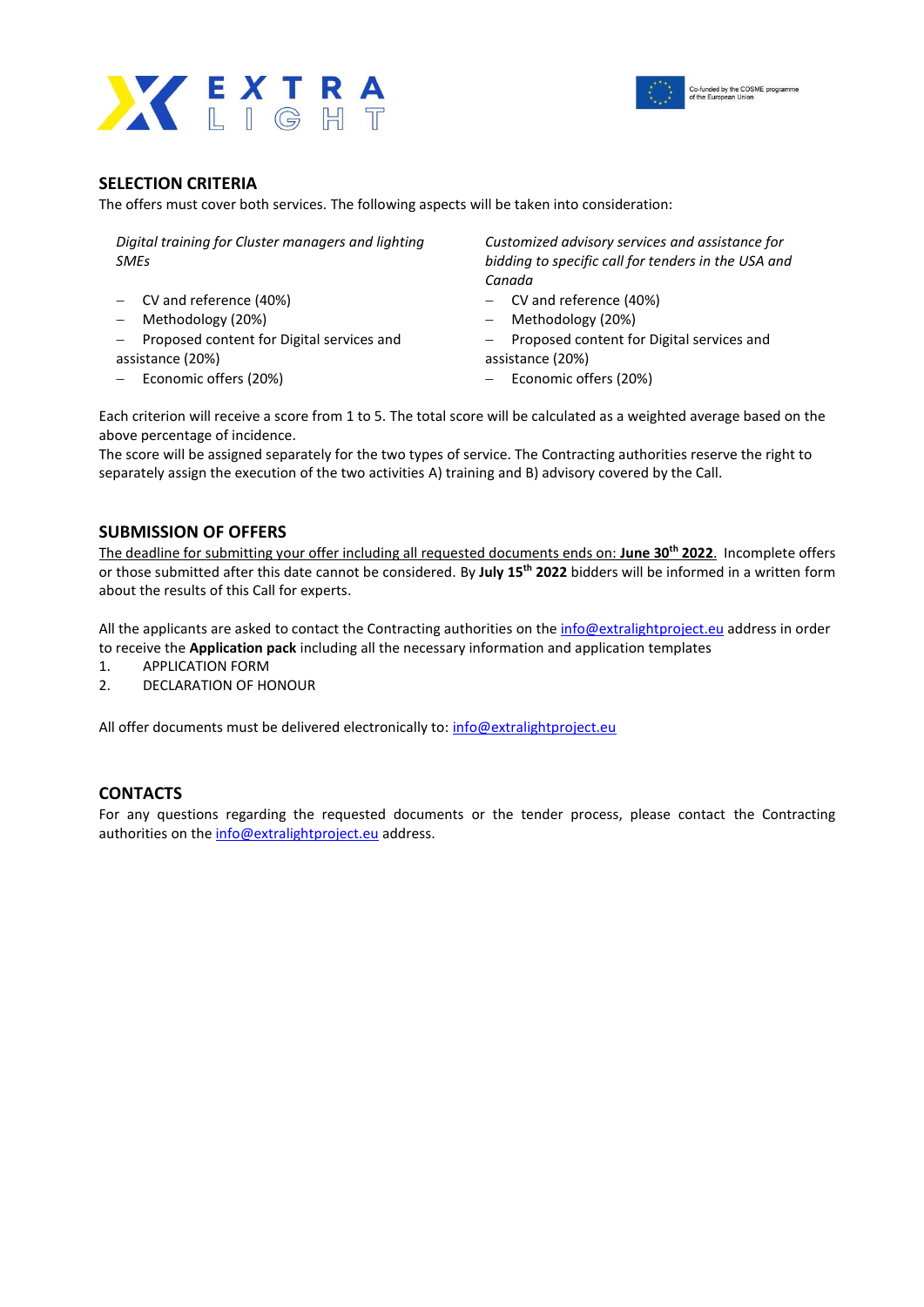## SELECTION CRITERIA

The offers must cover both services. The following aspects will be taken into consideration:

*Digital training for Cluster managers and lighting SMEs*

- CV and reference (40%)
- Methodology (20%)
- Proposed content for Digital services and assistance (20%)
- Economic offers (20%)

*Customized advisory services and assistance for bidding to specific call for tenders in the USA and Canada*

- CV and reference (40%)
- Methodology (20%)
- Proposed content for Digital services and assistance (20%)
- Economic offers (20%)

Each criterion will receive a score from 1 to 5. The total score will be calculated as a weighted average based on the above percentage of incidence.
The score will be assigned separately for the two types of service. The Contracting authorities reserve the right to separately assign the execution of the two activities A) training and B) advisory covered by the Call.

## SUBMISSION OF OFFERS

The deadline for submitting your offer including all requested documents ends on: **June 30th 2022**. Incomplete offers or those submitted after this date cannot be considered. By **July 15th 2022** bidders will be informed in a written form about the results of this Call for experts.

All the applicants are asked to contact the Contracting authorities on the info@extralightproject.eu address in order to receive the **Application pack** including all the necessary information and application templates

1. APPLICATION FORM
2. DECLARATION OF HONOUR

All offer documents must be delivered electronically to: info@extralightproject.eu

## CONTACTS

For any questions regarding the requested documents or the tender process, please contact the Contracting authorities on the info@extralightproject.eu address.